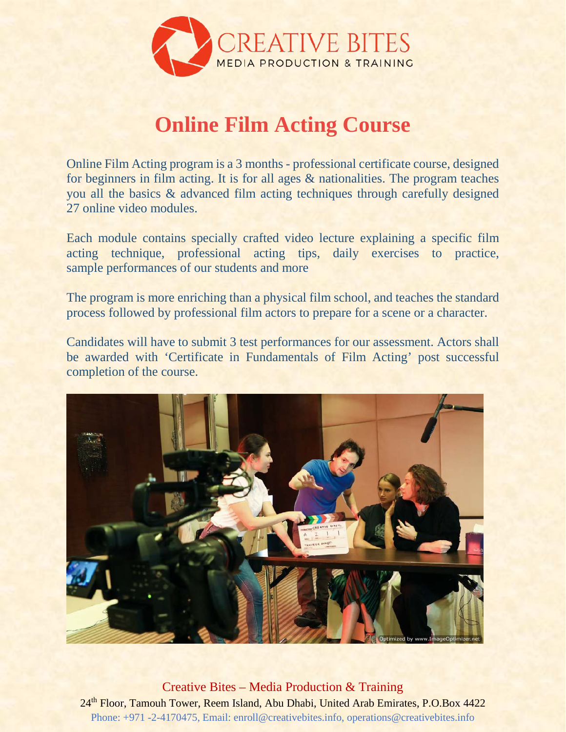CREATIVE BITES
MEDIA PRODUCTION & TRAINING

# Online Film Acting Course

Online Film Acting program is a 3 months - professional certificate course, designed for beginners in film acting. It is for all ages & nationalities. The program teaches you all the basics & advanced film acting techniques through carefully designed 27 online video modules.

Each module contains specially crafted video lecture explaining a specific film acting technique, professional acting tips, daily exercises to practice, sample performances of our students and more

The program is more enriching than a physical film school, and teaches the standard process followed by professional film actors to prepare for a scene or a character.

Candidates will have to submit 3 test performances for our assessment. Actors shall be awarded with 'Certificate in Fundamentals of Film Acting' post successful completion of the course.

Creative Bites – Media Production & Training
24th Floor, Tamouh Tower, Reem Island, Abu Dhabi, United Arab Emirates, P.O.Box 4422
Phone: +971 -2-4170475, Email: enroll@creativebites.info, operations@creativebites.info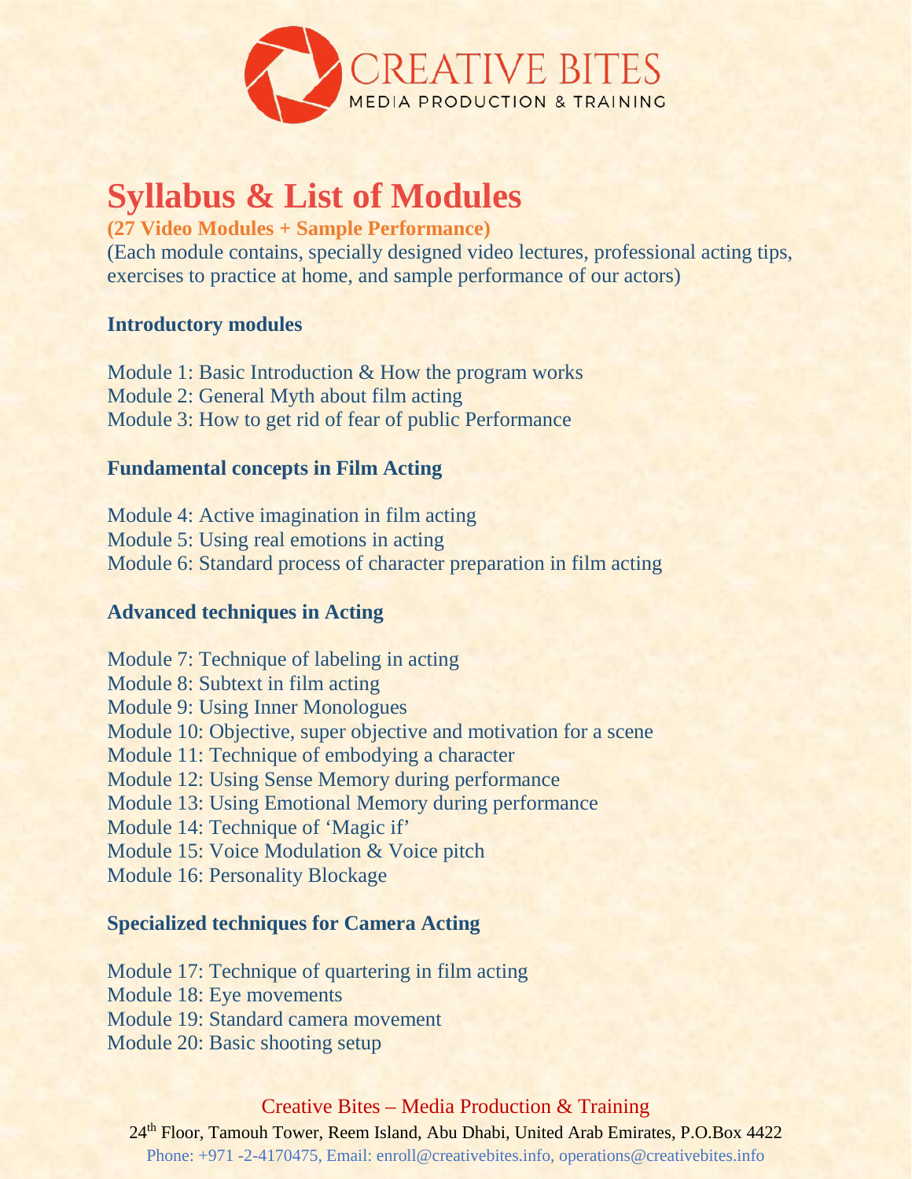# Syllabus & List of Modules

**(27 Video Modules + Sample Performance)**

(Each module contains, specially designed video lectures, professional acting tips, exercises to practice at home, and sample performance of our actors)

### Introductory modules

Module 1: Basic Introduction & How the program works
Module 2: General Myth about film acting
Module 3: How to get rid of fear of public Performance

### Fundamental concepts in Film Acting

Module 4: Active imagination in film acting
Module 5: Using real emotions in acting
Module 6: Standard process of character preparation in film acting

### Advanced techniques in Acting

Module 7: Technique of labeling in acting
Module 8: Subtext in film acting
Module 9: Using Inner Monologues
Module 10: Objective, super objective and motivation for a scene
Module 11: Technique of embodying a character
Module 12: Using Sense Memory during performance
Module 13: Using Emotional Memory during performance
Module 14: Technique of 'Magic if'
Module 15: Voice Modulation & Voice pitch
Module 16: Personality Blockage

### Specialized techniques for Camera Acting

Module 17: Technique of quartering in film acting
Module 18: Eye movements
Module 19: Standard camera movement
Module 20: Basic shooting setup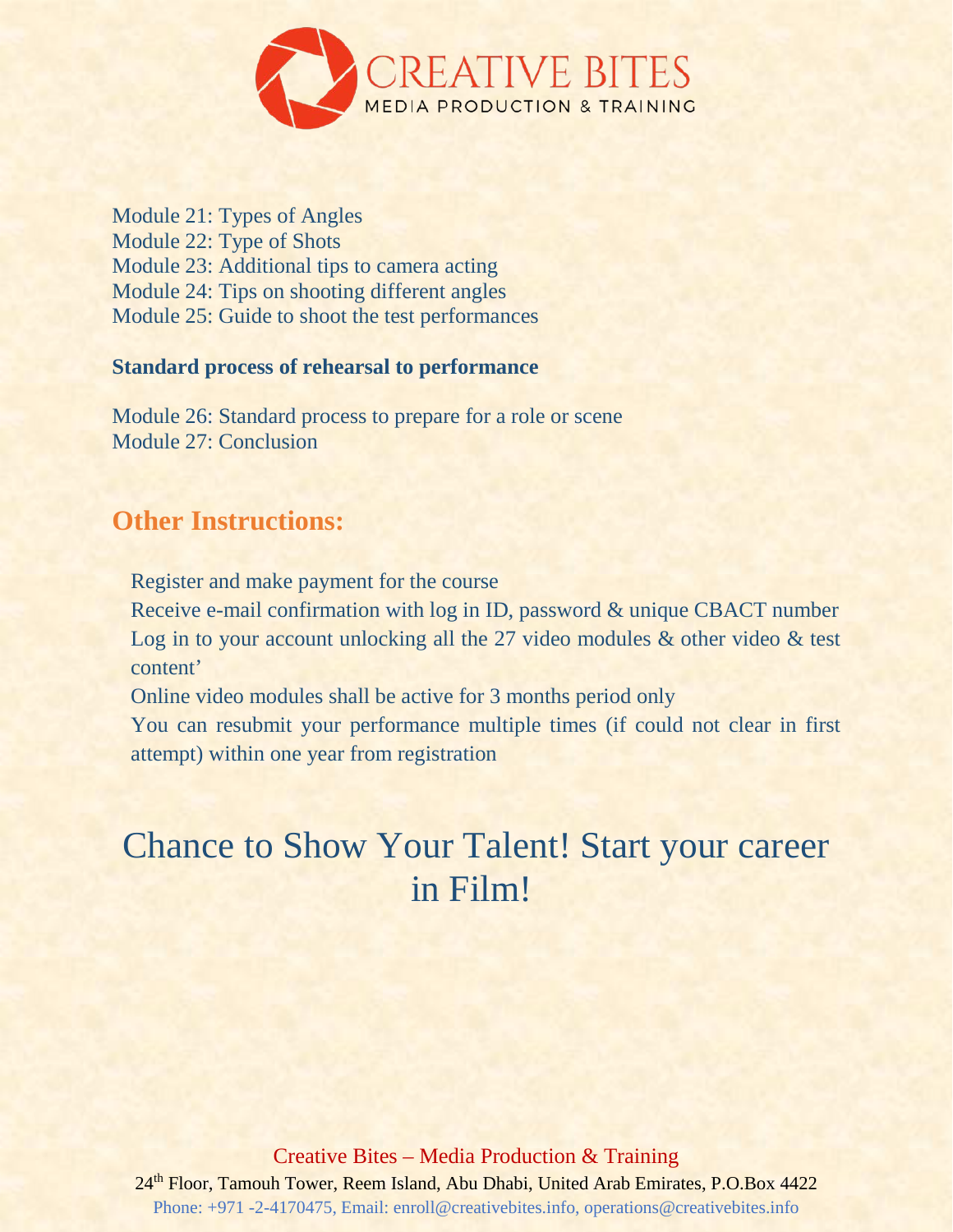Module 21: Types of Angles
Module 22: Type of Shots
Module 23: Additional tips to camera acting
Module 24: Tips on shooting different angles
Module 25: Guide to shoot the test performances

**Standard process of rehearsal to performance**

Module 26: Standard process to prepare for a role or scene
Module 27: Conclusion

## Other Instructions:

- Register and make payment for the course
- Receive e-mail confirmation with log in ID, password & unique CBACT number
- Log in to your account unlocking all the 27 video modules & other video & test content'
- Online video modules shall be active for 3 months period only
- You can resubmit your performance multiple times (if could not clear in first attempt) within one year from registration

# Chance to Show Your Talent! Start your career in Film!

Creative Bites – Media Production & Training
24th Floor, Tamouh Tower, Reem Island, Abu Dhabi, United Arab Emirates, P.O.Box 4422
Phone: +971 -2-4170475, Email: enroll@creativebites.info, operations@creativebites.info